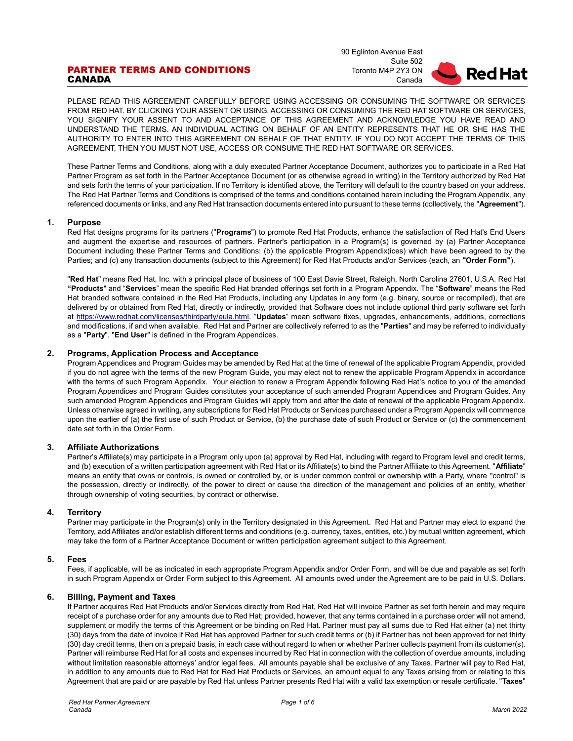# PARTNER TERMS AND CONDITIONS CANADA

90 Eglinton Avenue East
Suite 502
Toronto M4P 2Y3 ON
Canada

PLEASE READ THIS AGREEMENT CAREFULLY BEFORE USING ACCESSING OR CONSUMING THE SOFTWARE OR SERVICES FROM RED HAT. BY CLICKING YOUR ASSENT OR USING, ACCESSING OR CONSUMING THE RED HAT SOFTWARE OR SERVICES, YOU SIGNIFY YOUR ASSENT TO AND ACCEPTANCE OF THIS AGREEMENT AND ACKNOWLEDGE YOU HAVE READ AND UNDERSTAND THE TERMS. AN INDIVIDUAL ACTING ON BEHALF OF AN ENTITY REPRESENTS THAT HE OR SHE HAS THE AUTHORITY TO ENTER INTO THIS AGREEMENT ON BEHALF OF THAT ENTITY. IF YOU DO NOT ACCEPT THE TERMS OF THIS AGREEMENT, THEN YOU MUST NOT USE, ACCESS OR CONSUME THE RED HAT SOFTWARE OR SERVICES.

These Partner Terms and Conditions, along with a duly executed Partner Acceptance Document, authorizes you to participate in a Red Hat Partner Program as set forth in the Partner Acceptance Document (or as otherwise agreed in writing) in the Territory authorized by Red Hat and sets forth the terms of your participation. If no Territory is identified above, the Territory will default to the country based on your address. The Red Hat Partner Terms and Conditions is comprised of the terms and conditions contained herein including the Program Appendix, any referenced documents or links, and any Red Hat transaction documents entered into pursuant to these terms (collectively, the "**Agreement**").

## 1. Purpose

Red Hat designs programs for its partners ("**Programs**") to promote Red Hat Products, enhance the satisfaction of Red Hat's End Users and augment the expertise and resources of partners. Partner's participation in a Program(s) is governed by (a) Partner Acceptance Document including these Partner Terms and Conditions; (b) the applicable Program Appendix(ices) which have been agreed to by the Parties; and (c) any transaction documents (subject to this Agreement) for Red Hat Products and/or Services (each, an **"Order Form"**).

"**Red Hat**" means Red Hat, Inc. with a principal place of business of 100 East Davie Street, Raleigh, North Carolina 27601, U.S.A. Red Hat **"Products**" and "**Services**" mean the specific Red Hat branded offerings set forth in a Program Appendix. The "**Software**" means the Red Hat branded software contained in the Red Hat Products, including any Updates in any form (e.g. binary, source or recompiled), that are delivered by or obtained from Red Hat, directly or indirectly, provided that Software does not include optional third party software set forth at https://www.redhat.com/licenses/thirdparty/eula.html. "**Updates**" mean software fixes, upgrades, enhancements, additions, corrections and modifications, if and when available. Red Hat and Partner are collectively referred to as the "**Parties**" and may be referred to individually as a "**Party**". "**End User**" is defined in the Program Appendices.

## 2. Programs, Application Process and Acceptance

Program Appendices and Program Guides may be amended by Red Hat at the time of renewal of the applicable Program Appendix, provided if you do not agree with the terms of the new Program Guide, you may elect not to renew the applicable Program Appendix in accordance with the terms of such Program Appendix. Your election to renew a Program Appendix following Red Hat's notice to you of the amended Program Appendices and Program Guides constitutes your acceptance of such amended Program Appendices and Program Guides. Any such amended Program Appendices and Program Guides will apply from and after the date of renewal of the applicable Program Appendix. Unless otherwise agreed in writing, any subscriptions for Red Hat Products or Services purchased under a Program Appendix will commence upon the earlier of (a) the first use of such Product or Service, (b) the purchase date of such Product or Service or (c) the commencement date set forth in the Order Form.

## 3. Affiliate Authorizations

Partner's Affiliate(s) may participate in a Program only upon (a) approval by Red Hat, including with regard to Program level and credit terms, and (b) execution of a written participation agreement with Red Hat or its Affiliate(s) to bind the Partner Affiliate to this Agreement. "**Affiliate**" means an entity that owns or controls, is owned or controlled by, or is under common control or ownership with a Party, where "control" is the possession, directly or indirectly, of the power to direct or cause the direction of the management and policies of an entity, whether through ownership of voting securities, by contract or otherwise.

## 4. Territory

Partner may participate in the Program(s) only in the Territory designated in this Agreement. Red Hat and Partner may elect to expand the Territory, add Affiliates and/or establish different terms and conditions (e.g. currency, taxes, entities, etc.) by mutual written agreement, which may take the form of a Partner Acceptance Document or written participation agreement subject to this Agreement.

## 5. Fees

Fees, if applicable, will be as indicated in each appropriate Program Appendix and/or Order Form, and will be due and payable as set forth in such Program Appendix or Order Form subject to this Agreement. All amounts owed under the Agreement are to be paid in U.S. Dollars.

## 6. Billing, Payment and Taxes

If Partner acquires Red Hat Products and/or Services directly from Red Hat, Red Hat will invoice Partner as set forth herein and may require receipt of a purchase order for any amounts due to Red Hat; provided, however, that any terms contained in a purchase order will not amend, supplement or modify the terms of this Agreement or be binding on Red Hat. Partner must pay all sums due to Red Hat either (a) net thirty (30) days from the date of invoice if Red Hat has approved Partner for such credit terms or (b) if Partner has not been approved for net thirty (30) day credit terms, then on a prepaid basis, in each case without regard to when or whether Partner collects payment from its customer(s). Partner will reimburse Red Hat for all costs and expenses incurred by Red Hat in connection with the collection of overdue amounts, including without limitation reasonable attorneys' and/or legal fees. All amounts payable shall be exclusive of any Taxes. Partner will pay to Red Hat, in addition to any amounts due to Red Hat for Red Hat Products or Services, an amount equal to any Taxes arising from or relating to this Agreement that are paid or are payable by Red Hat unless Partner presents Red Hat with a valid tax exemption or resale certificate. "**Taxes**"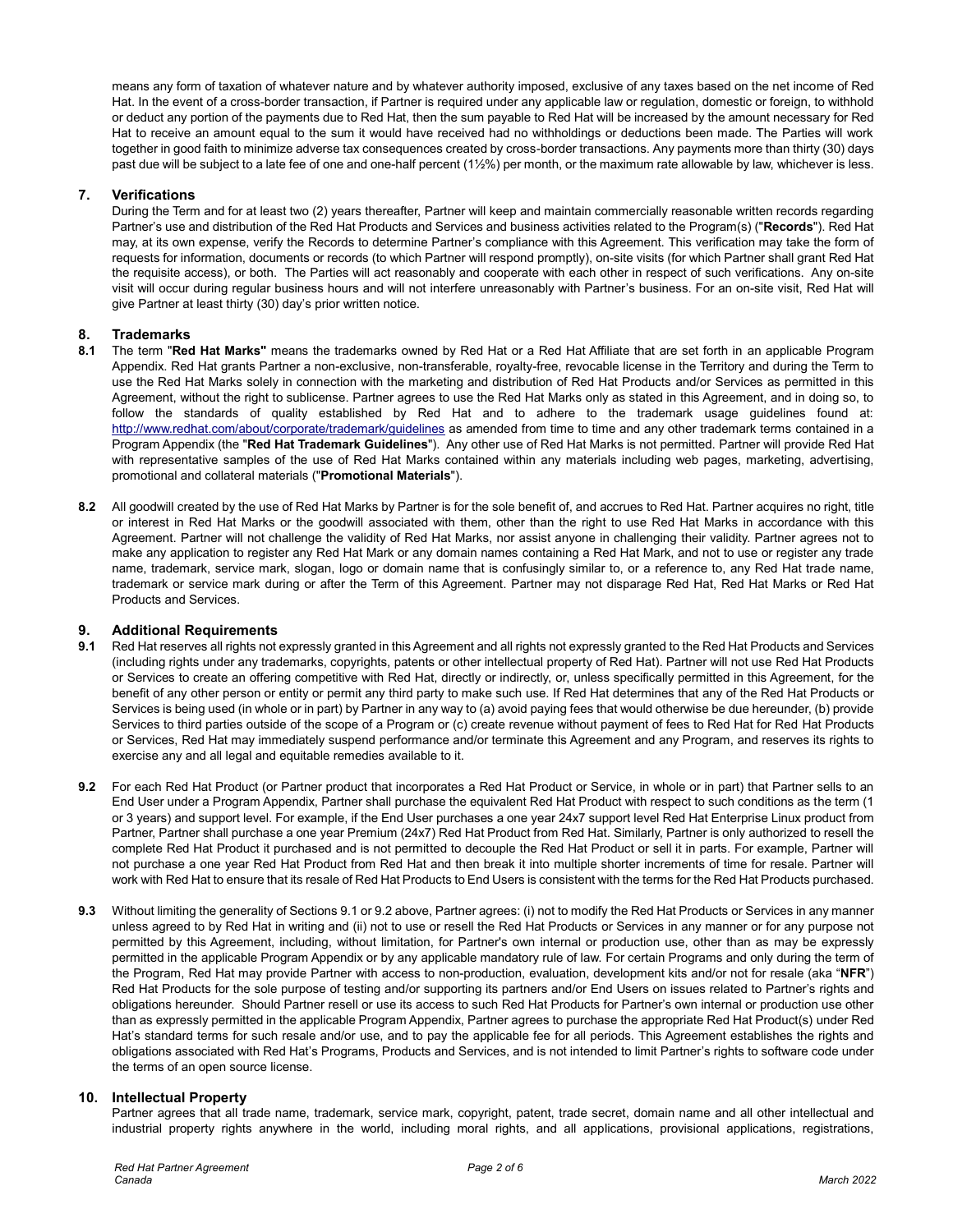means any form of taxation of whatever nature and by whatever authority imposed, exclusive of any taxes based on the net income of Red Hat. In the event of a cross-border transaction, if Partner is required under any applicable law or regulation, domestic or foreign, to withhold or deduct any portion of the payments due to Red Hat, then the sum payable to Red Hat will be increased by the amount necessary for Red Hat to receive an amount equal to the sum it would have received had no withholdings or deductions been made. The Parties will work together in good faith to minimize adverse tax consequences created by cross-border transactions. Any payments more than thirty (30) days past due will be subject to a late fee of one and one-half percent (1½%) per month, or the maximum rate allowable by law, whichever is less.

## 7. Verifications

During the Term and for at least two (2) years thereafter, Partner will keep and maintain commercially reasonable written records regarding Partner's use and distribution of the Red Hat Products and Services and business activities related to the Program(s) ("**Records**"). Red Hat may, at its own expense, verify the Records to determine Partner's compliance with this Agreement. This verification may take the form of requests for information, documents or records (to which Partner will respond promptly), on-site visits (for which Partner shall grant Red Hat the requisite access), or both. The Parties will act reasonably and cooperate with each other in respect of such verifications. Any on-site visit will occur during regular business hours and will not interfere unreasonably with Partner's business. For an on-site visit, Red Hat will give Partner at least thirty (30) day's prior written notice.

## 8. Trademarks

**8.1** The term "**Red Hat Marks"** means the trademarks owned by Red Hat or a Red Hat Affiliate that are set forth in an applicable Program Appendix. Red Hat grants Partner a non-exclusive, non-transferable, royalty-free, revocable license in the Territory and during the Term to use the Red Hat Marks solely in connection with the marketing and distribution of Red Hat Products and/or Services as permitted in this Agreement, without the right to sublicense. Partner agrees to use the Red Hat Marks only as stated in this Agreement, and in doing so, to follow the standards of quality established by Red Hat and to adhere to the trademark usage guidelines found at: http://www.redhat.com/about/corporate/trademark/guidelines as amended from time to time and any other trademark terms contained in a Program Appendix (the "**Red Hat Trademark Guidelines**"). Any other use of Red Hat Marks is not permitted. Partner will provide Red Hat with representative samples of the use of Red Hat Marks contained within any materials including web pages, marketing, advertising, promotional and collateral materials ("**Promotional Materials**").

**8.2** All goodwill created by the use of Red Hat Marks by Partner is for the sole benefit of, and accrues to Red Hat. Partner acquires no right, title or interest in Red Hat Marks or the goodwill associated with them, other than the right to use Red Hat Marks in accordance with this Agreement. Partner will not challenge the validity of Red Hat Marks, nor assist anyone in challenging their validity. Partner agrees not to make any application to register any Red Hat Mark or any domain names containing a Red Hat Mark, and not to use or register any trade name, trademark, service mark, slogan, logo or domain name that is confusingly similar to, or a reference to, any Red Hat trade name, trademark or service mark during or after the Term of this Agreement. Partner may not disparage Red Hat, Red Hat Marks or Red Hat Products and Services.

## 9. Additional Requirements

**9.1** Red Hat reserves all rights not expressly granted in this Agreement and all rights not expressly granted to the Red Hat Products and Services (including rights under any trademarks, copyrights, patents or other intellectual property of Red Hat). Partner will not use Red Hat Products or Services to create an offering competitive with Red Hat, directly or indirectly, or, unless specifically permitted in this Agreement, for the benefit of any other person or entity or permit any third party to make such use. If Red Hat determines that any of the Red Hat Products or Services is being used (in whole or in part) by Partner in any way to (a) avoid paying fees that would otherwise be due hereunder, (b) provide Services to third parties outside of the scope of a Program or (c) create revenue without payment of fees to Red Hat for Red Hat Products or Services, Red Hat may immediately suspend performance and/or terminate this Agreement and any Program, and reserves its rights to exercise any and all legal and equitable remedies available to it.

**9.2** For each Red Hat Product (or Partner product that incorporates a Red Hat Product or Service, in whole or in part) that Partner sells to an End User under a Program Appendix, Partner shall purchase the equivalent Red Hat Product with respect to such conditions as the term (1 or 3 years) and support level. For example, if the End User purchases a one year 24x7 support level Red Hat Enterprise Linux product from Partner, Partner shall purchase a one year Premium (24x7) Red Hat Product from Red Hat. Similarly, Partner is only authorized to resell the complete Red Hat Product it purchased and is not permitted to decouple the Red Hat Product or sell it in parts. For example, Partner will not purchase a one year Red Hat Product from Red Hat and then break it into multiple shorter increments of time for resale. Partner will work with Red Hat to ensure that its resale of Red Hat Products to End Users is consistent with the terms for the Red Hat Products purchased.

**9.3** Without limiting the generality of Sections 9.1 or 9.2 above, Partner agrees: (i) not to modify the Red Hat Products or Services in any manner unless agreed to by Red Hat in writing and (ii) not to use or resell the Red Hat Products or Services in any manner or for any purpose not permitted by this Agreement, including, without limitation, for Partner's own internal or production use, other than as may be expressly permitted in the applicable Program Appendix or by any applicable mandatory rule of law. For certain Programs and only during the term of the Program, Red Hat may provide Partner with access to non-production, evaluation, development kits and/or not for resale (aka "**NFR**") Red Hat Products for the sole purpose of testing and/or supporting its partners and/or End Users on issues related to Partner's rights and obligations hereunder. Should Partner resell or use its access to such Red Hat Products for Partner's own internal or production use other than as expressly permitted in the applicable Program Appendix, Partner agrees to purchase the appropriate Red Hat Product(s) under Red Hat's standard terms for such resale and/or use, and to pay the applicable fee for all periods. This Agreement establishes the rights and obligations associated with Red Hat's Programs, Products and Services, and is not intended to limit Partner's rights to software code under the terms of an open source license.

## 10. Intellectual Property

Partner agrees that all trade name, trademark, service mark, copyright, patent, trade secret, domain name and all other intellectual and industrial property rights anywhere in the world, including moral rights, and all applications, provisional applications, registrations,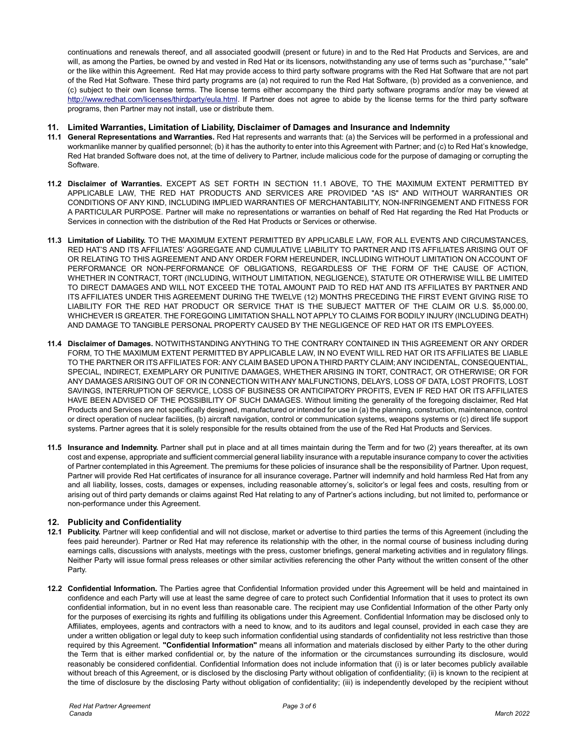continuations and renewals thereof, and all associated goodwill (present or future) in and to the Red Hat Products and Services, are and will, as among the Parties, be owned by and vested in Red Hat or its licensors, notwithstanding any use of terms such as "purchase," "sale" or the like within this Agreement. Red Hat may provide access to third party software programs with the Red Hat Software that are not part of the Red Hat Software. These third party programs are (a) not required to run the Red Hat Software, (b) provided as a convenience, and (c) subject to their own license terms. The license terms either accompany the third party software programs and/or may be viewed at http://www.redhat.com/licenses/thirdparty/eula.html. If Partner does not agree to abide by the license terms for the third party software programs, then Partner may not install, use or distribute them.

## 11. Limited Warranties, Limitation of Liability, Disclaimer of Damages and Insurance and Indemnity

**11.1 General Representations and Warranties.** Red Hat represents and warrants that: (a) the Services will be performed in a professional and workmanlike manner by qualified personnel; (b) it has the authority to enter into this Agreement with Partner; and (c) to Red Hat's knowledge, Red Hat branded Software does not, at the time of delivery to Partner, include malicious code for the purpose of damaging or corrupting the Software.

**11.2 Disclaimer of Warranties.** EXCEPT AS SET FORTH IN SECTION 11.1 ABOVE, TO THE MAXIMUM EXTENT PERMITTED BY APPLICABLE LAW, THE RED HAT PRODUCTS AND SERVICES ARE PROVIDED "AS IS" AND WITHOUT WARRANTIES OR CONDITIONS OF ANY KIND, INCLUDING IMPLIED WARRANTIES OF MERCHANTABILITY, NON-INFRINGEMENT AND FITNESS FOR A PARTICULAR PURPOSE. Partner will make no representations or warranties on behalf of Red Hat regarding the Red Hat Products or Services in connection with the distribution of the Red Hat Products or Services or otherwise.

**11.3 Limitation of Liability.** TO THE MAXIMUM EXTENT PERMITTED BY APPLICABLE LAW, FOR ALL EVENTS AND CIRCUMSTANCES, RED HAT'S AND ITS AFFILIATES' AGGREGATE AND CUMULATIVE LIABILITY TO PARTNER AND ITS AFFILIATES ARISING OUT OF OR RELATING TO THIS AGREEMENT AND ANY ORDER FORM HEREUNDER, INCLUDING WITHOUT LIMITATION ON ACCOUNT OF PERFORMANCE OR NON-PERFORMANCE OF OBLIGATIONS, REGARDLESS OF THE FORM OF THE CAUSE OF ACTION, WHETHER IN CONTRACT, TORT (INCLUDING, WITHOUT LIMITATION, NEGLIGENCE), STATUTE OR OTHERWISE WILL BE LIMITED TO DIRECT DAMAGES AND WILL NOT EXCEED THE TOTAL AMOUNT PAID TO RED HAT AND ITS AFFILIATES BY PARTNER AND ITS AFFILIATES UNDER THIS AGREEMENT DURING THE TWELVE (12) MONTHS PRECEDING THE FIRST EVENT GIVING RISE TO LIABILITY FOR THE RED HAT PRODUCT OR SERVICE THAT IS THE SUBJECT MATTER OF THE CLAIM OR U.S. $5,000.00, WHICHEVER IS GREATER. THE FOREGOING LIMITATION SHALL NOT APPLY TO CLAIMS FOR BODILY INJURY (INCLUDING DEATH) AND DAMAGE TO TANGIBLE PERSONAL PROPERTY CAUSED BY THE NEGLIGENCE OF RED HAT OR ITS EMPLOYEES.

**11.4 Disclaimer of Damages.** NOTWITHSTANDING ANYTHING TO THE CONTRARY CONTAINED IN THIS AGREEMENT OR ANY ORDER FORM, TO THE MAXIMUM EXTENT PERMITTED BY APPLICABLE LAW, IN NO EVENT WILL RED HAT OR ITS AFFILIATES BE LIABLE TO THE PARTNER OR ITS AFFILIATES FOR: ANY CLAIM BASED UPON A THIRD PARTY CLAIM; ANY INCIDENTAL, CONSEQUENTIAL, SPECIAL, INDIRECT, EXEMPLARY OR PUNITIVE DAMAGES, WHETHER ARISING IN TORT, CONTRACT, OR OTHERWISE; OR FOR ANY DAMAGES ARISING OUT OF OR IN CONNECTION WITH ANY MALFUNCTIONS, DELAYS, LOSS OF DATA, LOST PROFITS, LOST SAVINGS, INTERRUPTION OF SERVICE, LOSS OF BUSINESS OR ANTICIPATORY PROFITS, EVEN IF RED HAT OR ITS AFFILIATES HAVE BEEN ADVISED OF THE POSSIBILITY OF SUCH DAMAGES. Without limiting the generality of the foregoing disclaimer, Red Hat Products and Services are not specifically designed, manufactured or intended for use in (a) the planning, construction, maintenance, control or direct operation of nuclear facilities, (b) aircraft navigation, control or communication systems, weapons systems or (c) direct life support systems. Partner agrees that it is solely responsible for the results obtained from the use of the Red Hat Products and Services.

**11.5 Insurance and Indemnity.** Partner shall put in place and at all times maintain during the Term and for two (2) years thereafter, at its own cost and expense, appropriate and sufficient commercial general liability insurance with a reputable insurance company to cover the activities of Partner contemplated in this Agreement. The premiums for these policies of insurance shall be the responsibility of Partner. Upon request, Partner will provide Red Hat certificates of insurance for all insurance coverage**.** Partner will indemnify and hold harmless Red Hat from any and all liability, losses, costs, damages or expenses, including reasonable attorney's, solicitor's or legal fees and costs, resulting from or arising out of third party demands or claims against Red Hat relating to any of Partner's actions including, but not limited to, performance or non-performance under this Agreement.

## 12. Publicity and Confidentiality

**12.1 Publicity.** Partner will keep confidential and will not disclose, market or advertise to third parties the terms of this Agreement (including the fees paid hereunder). Partner or Red Hat may reference its relationship with the other, in the normal course of business including during earnings calls, discussions with analysts, meetings with the press, customer briefings, general marketing activities and in regulatory filings. Neither Party will issue formal press releases or other similar activities referencing the other Party without the written consent of the other Party.

**12.2 Confidential Information.** The Parties agree that Confidential Information provided under this Agreement will be held and maintained in confidence and each Party will use at least the same degree of care to protect such Confidential Information that it uses to protect its own confidential information, but in no event less than reasonable care. The recipient may use Confidential Information of the other Party only for the purposes of exercising its rights and fulfilling its obligations under this Agreement. Confidential Information may be disclosed only to Affiliates, employees, agents and contractors with a need to know, and to its auditors and legal counsel, provided in each case they are under a written obligation or legal duty to keep such information confidential using standards of confidentiality not less restrictive than those required by this Agreement. **"Confidential Information"** means all information and materials disclosed by either Party to the other during the Term that is either marked confidential or, by the nature of the information or the circumstances surrounding its disclosure, would reasonably be considered confidential. Confidential Information does not include information that (i) is or later becomes publicly available without breach of this Agreement, or is disclosed by the disclosing Party without obligation of confidentiality; (ii) is known to the recipient at the time of disclosure by the disclosing Party without obligation of confidentiality; (iii) is independently developed by the recipient without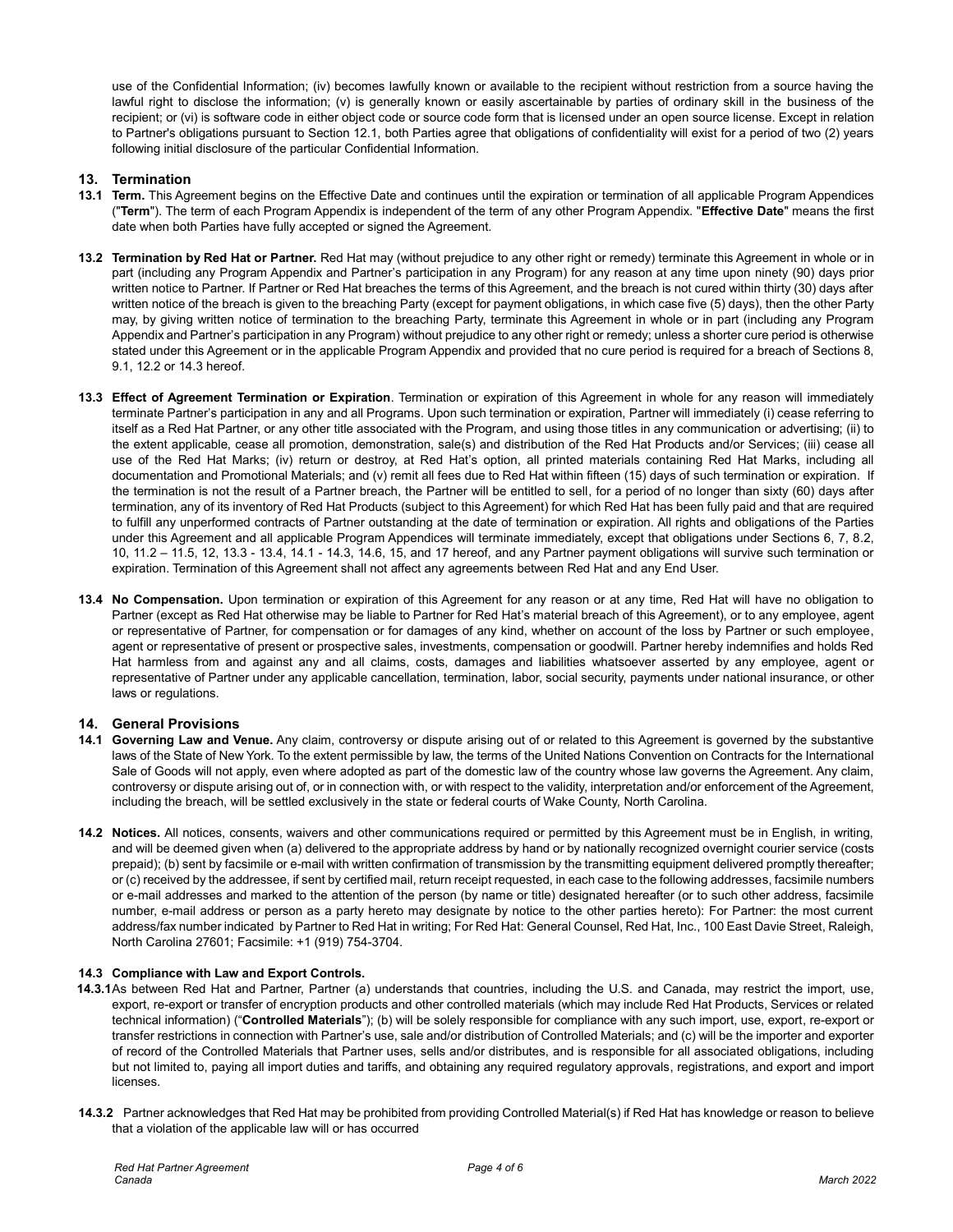use of the Confidential Information; (iv) becomes lawfully known or available to the recipient without restriction from a source having the lawful right to disclose the information; (v) is generally known or easily ascertainable by parties of ordinary skill in the business of the recipient; or (vi) is software code in either object code or source code form that is licensed under an open source license. Except in relation to Partner's obligations pursuant to Section 12.1, both Parties agree that obligations of confidentiality will exist for a period of two (2) years following initial disclosure of the particular Confidential Information.

## 13. Termination

**13.1 Term.** This Agreement begins on the Effective Date and continues until the expiration or termination of all applicable Program Appendices ("**Term**"). The term of each Program Appendix is independent of the term of any other Program Appendix. "**Effective Date**" means the first date when both Parties have fully accepted or signed the Agreement.

**13.2 Termination by Red Hat or Partner.** Red Hat may (without prejudice to any other right or remedy) terminate this Agreement in whole or in part (including any Program Appendix and Partner's participation in any Program) for any reason at any time upon ninety (90) days prior written notice to Partner. If Partner or Red Hat breaches the terms of this Agreement, and the breach is not cured within thirty (30) days after written notice of the breach is given to the breaching Party (except for payment obligations, in which case five (5) days), then the other Party may, by giving written notice of termination to the breaching Party, terminate this Agreement in whole or in part (including any Program Appendix and Partner's participation in any Program) without prejudice to any other right or remedy; unless a shorter cure period is otherwise stated under this Agreement or in the applicable Program Appendix and provided that no cure period is required for a breach of Sections 8, 9.1, 12.2 or 14.3 hereof.

**13.3 Effect of Agreement Termination or Expiration**. Termination or expiration of this Agreement in whole for any reason will immediately terminate Partner's participation in any and all Programs. Upon such termination or expiration, Partner will immediately (i) cease referring to itself as a Red Hat Partner, or any other title associated with the Program, and using those titles in any communication or advertising; (ii) to the extent applicable, cease all promotion, demonstration, sale(s) and distribution of the Red Hat Products and/or Services; (iii) cease all use of the Red Hat Marks; (iv) return or destroy, at Red Hat's option, all printed materials containing Red Hat Marks, including all documentation and Promotional Materials; and (v) remit all fees due to Red Hat within fifteen (15) days of such termination or expiration. If the termination is not the result of a Partner breach, the Partner will be entitled to sell, for a period of no longer than sixty (60) days after termination, any of its inventory of Red Hat Products (subject to this Agreement) for which Red Hat has been fully paid and that are required to fulfill any unperformed contracts of Partner outstanding at the date of termination or expiration. All rights and obligations of the Parties under this Agreement and all applicable Program Appendices will terminate immediately, except that obligations under Sections 6, 7, 8.2, 10, 11.2 – 11.5, 12, 13.3 - 13.4, 14.1 - 14.3, 14.6, 15, and 17 hereof, and any Partner payment obligations will survive such termination or expiration. Termination of this Agreement shall not affect any agreements between Red Hat and any End User.

**13.4 No Compensation.** Upon termination or expiration of this Agreement for any reason or at any time, Red Hat will have no obligation to Partner (except as Red Hat otherwise may be liable to Partner for Red Hat's material breach of this Agreement), or to any employee, agent or representative of Partner, for compensation or for damages of any kind, whether on account of the loss by Partner or such employee, agent or representative of present or prospective sales, investments, compensation or goodwill. Partner hereby indemnifies and holds Red Hat harmless from and against any and all claims, costs, damages and liabilities whatsoever asserted by any employee, agent or representative of Partner under any applicable cancellation, termination, labor, social security, payments under national insurance, or other laws or regulations.

## 14. General Provisions

**14.1 Governing Law and Venue.** Any claim, controversy or dispute arising out of or related to this Agreement is governed by the substantive laws of the State of New York. To the extent permissible by law, the terms of the United Nations Convention on Contracts for the International Sale of Goods will not apply, even where adopted as part of the domestic law of the country whose law governs the Agreement. Any claim, controversy or dispute arising out of, or in connection with, or with respect to the validity, interpretation and/or enforcement of the Agreement, including the breach, will be settled exclusively in the state or federal courts of Wake County, North Carolina.

**14.2 Notices.** All notices, consents, waivers and other communications required or permitted by this Agreement must be in English, in writing, and will be deemed given when (a) delivered to the appropriate address by hand or by nationally recognized overnight courier service (costs prepaid); (b) sent by facsimile or e-mail with written confirmation of transmission by the transmitting equipment delivered promptly thereafter; or (c) received by the addressee, if sent by certified mail, return receipt requested, in each case to the following addresses, facsimile numbers or e-mail addresses and marked to the attention of the person (by name or title) designated hereafter (or to such other address, facsimile number, e-mail address or person as a party hereto may designate by notice to the other parties hereto): For Partner: the most current address/fax number indicated by Partner to Red Hat in writing; For Red Hat: General Counsel, Red Hat, Inc., 100 East Davie Street, Raleigh, North Carolina 27601; Facsimile: +1 (919) 754-3704.

### 14.3 Compliance with Law and Export Controls.

**14.3.1** As between Red Hat and Partner, Partner (a) understands that countries, including the U.S. and Canada, may restrict the import, use, export, re-export or transfer of encryption products and other controlled materials (which may include Red Hat Products, Services or related technical information) ("**Controlled Materials**"); (b) will be solely responsible for compliance with any such import, use, export, re-export or transfer restrictions in connection with Partner's use, sale and/or distribution of Controlled Materials; and (c) will be the importer and exporter of record of the Controlled Materials that Partner uses, sells and/or distributes, and is responsible for all associated obligations, including but not limited to, paying all import duties and tariffs, and obtaining any required regulatory approvals, registrations, and export and import licenses.

**14.3.2** Partner acknowledges that Red Hat may be prohibited from providing Controlled Material(s) if Red Hat has knowledge or reason to believe that a violation of the applicable law will or has occurred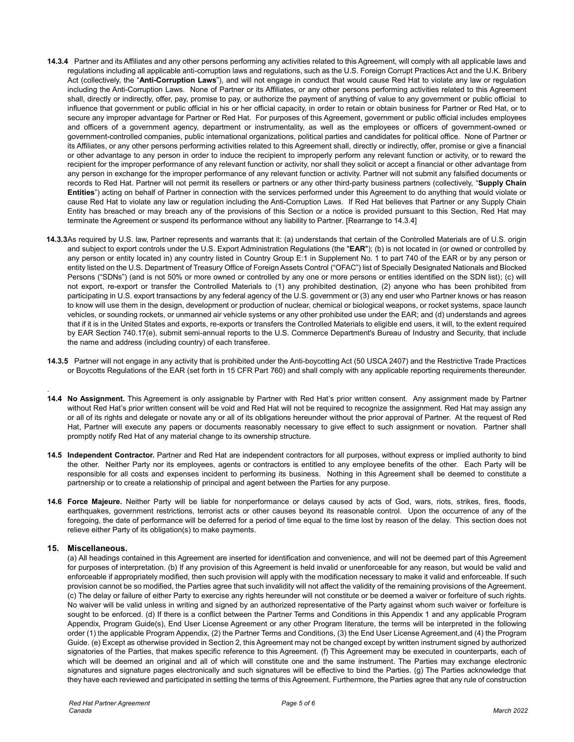**14.3.4** Partner and its Affiliates and any other persons performing any activities related to this Agreement, will comply with all applicable laws and regulations including all applicable anti-corruption laws and regulations, such as the U.S. Foreign Corrupt Practices Act and the U.K. Bribery Act (collectively, the "**Anti-Corruption Laws**"), and will not engage in conduct that would cause Red Hat to violate any law or regulation including the Anti-Corruption Laws. None of Partner or its Affiliates, or any other persons performing activities related to this Agreement shall, directly or indirectly, offer, pay, promise to pay, or authorize the payment of anything of value to any government or public official to influence that government or public official in his or her official capacity, in order to retain or obtain business for Partner or Red Hat, or to secure any improper advantage for Partner or Red Hat. For purposes of this Agreement, government or public official includes employees and officers of a government agency, department or instrumentality, as well as the employees or officers of government-owned or government-controlled companies, public international organizations, political parties and candidates for political office. None of Partner or its Affiliates, or any other persons performing activities related to this Agreement shall, directly or indirectly, offer, promise or give a financial or other advantage to any person in order to induce the recipient to improperly perform any relevant function or activity, or to reward the recipient for the improper performance of any relevant function or activity, nor shall they solicit or accept a financial or other advantage from any person in exchange for the improper performance of any relevant function or activity. Partner will not submit any falsified documents or records to Red Hat. Partner will not permit its resellers or partners or any other third-party business partners (collectively, "**Supply Chain Entities**") acting on behalf of Partner in connection with the services performed under this Agreement to do anything that would violate or cause Red Hat to violate any law or regulation including the Anti-Corruption Laws. If Red Hat believes that Partner or any Supply Chain Entity has breached or may breach any of the provisions of this Section or a notice is provided pursuant to this Section, Red Hat may terminate the Agreement or suspend its performance without any liability to Partner. [Rearrange to 14.3.4]

**14.3.3** As required by U.S. law, Partner represents and warrants that it: (a) understands that certain of the Controlled Materials are of U.S. origin and subject to export controls under the U.S. Export Administration Regulations (the "**EAR**"); (b) is not located in (or owned or controlled by any person or entity located in) any country listed in Country Group E:1 in Supplement No. 1 to part 740 of the EAR or by any person or entity listed on the U.S. Department of Treasury Office of Foreign Assets Control ("OFAC") list of Specially Designated Nationals and Blocked Persons ("SDNs") (and is not 50% or more owned or controlled by any one or more persons or entities identified on the SDN list); (c) will not export, re-export or transfer the Controlled Materials to (1) any prohibited destination, (2) anyone who has been prohibited from participating in U.S. export transactions by any federal agency of the U.S. government or (3) any end user who Partner knows or has reason to know will use them in the design, development or production of nuclear, chemical or biological weapons, or rocket systems, space launch vehicles, or sounding rockets, or unmanned air vehicle systems or any other prohibited use under the EAR; and (d) understands and agrees that if it is in the United States and exports, re-exports or transfers the Controlled Materials to eligible end users, it will, to the extent required by EAR Section 740.17(e), submit semi-annual reports to the U.S. Commerce Department's Bureau of Industry and Security, that include the name and address (including country) of each transferee.

**14.3.5** Partner will not engage in any activity that is prohibited under the Anti-boycotting Act (50 USCA 2407) and the Restrictive Trade Practices or Boycotts Regulations of the EAR (set forth in 15 CFR Part 760) and shall comply with any applicable reporting requirements thereunder.

**14.4 No Assignment.** This Agreement is only assignable by Partner with Red Hat's prior written consent. Any assignment made by Partner without Red Hat's prior written consent will be void and Red Hat will not be required to recognize the assignment. Red Hat may assign any or all of its rights and delegate or novate any or all of its obligations hereunder without the prior approval of Partner. At the request of Red Hat, Partner will execute any papers or documents reasonably necessary to give effect to such assignment or novation. Partner shall promptly notify Red Hat of any material change to its ownership structure.

**14.5 Independent Contractor.** Partner and Red Hat are independent contractors for all purposes, without express or implied authority to bind the other. Neither Party nor its employees, agents or contractors is entitled to any employee benefits of the other. Each Party will be responsible for all costs and expenses incident to performing its business. Nothing in this Agreement shall be deemed to constitute a partnership or to create a relationship of principal and agent between the Parties for any purpose.

**14.6 Force Majeure.** Neither Party will be liable for nonperformance or delays caused by acts of God, wars, riots, strikes, fires, floods, earthquakes, government restrictions, terrorist acts or other causes beyond its reasonable control. Upon the occurrence of any of the foregoing, the date of performance will be deferred for a period of time equal to the time lost by reason of the delay. This section does not relieve either Party of its obligation(s) to make payments.

## 15. Miscellaneous.

(a) All headings contained in this Agreement are inserted for identification and convenience, and will not be deemed part of this Agreement for purposes of interpretation. (b) If any provision of this Agreement is held invalid or unenforceable for any reason, but would be valid and enforceable if appropriately modified, then such provision will apply with the modification necessary to make it valid and enforceable. If such provision cannot be so modified, the Parties agree that such invalidity will not affect the validity of the remaining provisions of the Agreement. (c) The delay or failure of either Party to exercise any rights hereunder will not constitute or be deemed a waiver or forfeiture of such rights. No waiver will be valid unless in writing and signed by an authorized representative of the Party against whom such waiver or forfeiture is sought to be enforced. (d) If there is a conflict between the Partner Terms and Conditions in this Appendix 1 and any applicable Program Appendix, Program Guide(s), End User License Agreement or any other Program literature, the terms will be interpreted in the following order (1) the applicable Program Appendix, (2) the Partner Terms and Conditions, (3) the End User License Agreement,and (4) the Program Guide. (e) Except as otherwise provided in Section 2, this Agreement may not be changed except by written instrument signed by authorized signatories of the Parties, that makes specific reference to this Agreement. (f) This Agreement may be executed in counterparts, each of which will be deemed an original and all of which will constitute one and the same instrument. The Parties may exchange electronic signatures and signature pages electronically and such signatures will be effective to bind the Parties. (g) The Parties acknowledge that they have each reviewed and participated in settling the terms of this Agreement. Furthermore, the Parties agree that any rule of construction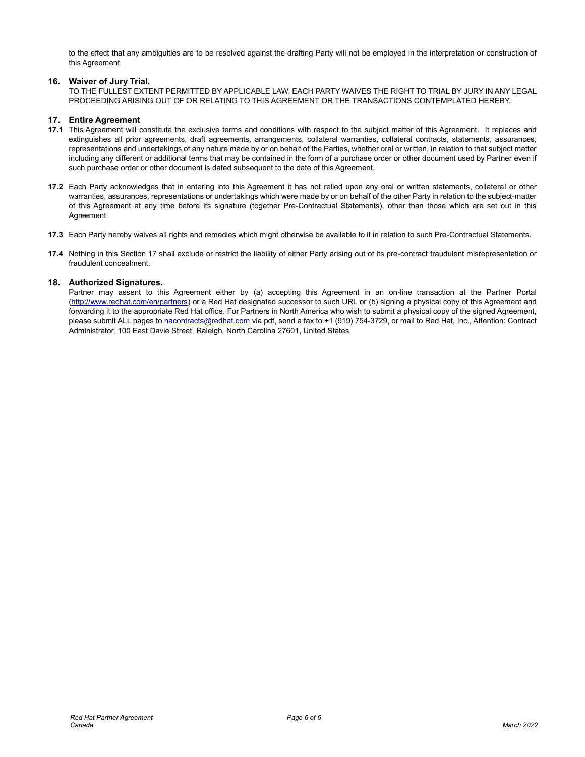to the effect that any ambiguities are to be resolved against the drafting Party will not be employed in the interpretation or construction of this Agreement.

## 16. Waiver of Jury Trial.

TO THE FULLEST EXTENT PERMITTED BY APPLICABLE LAW, EACH PARTY WAIVES THE RIGHT TO TRIAL BY JURY IN ANY LEGAL PROCEEDING ARISING OUT OF OR RELATING TO THIS AGREEMENT OR THE TRANSACTIONS CONTEMPLATED HEREBY.

## 17. Entire Agreement

**17.1** This Agreement will constitute the exclusive terms and conditions with respect to the subject matter of this Agreement. It replaces and extinguishes all prior agreements, draft agreements, arrangements, collateral warranties, collateral contracts, statements, assurances, representations and undertakings of any nature made by or on behalf of the Parties, whether oral or written, in relation to that subject matter including any different or additional terms that may be contained in the form of a purchase order or other document used by Partner even if such purchase order or other document is dated subsequent to the date of this Agreement.

**17.2** Each Party acknowledges that in entering into this Agreement it has not relied upon any oral or written statements, collateral or other warranties, assurances, representations or undertakings which were made by or on behalf of the other Party in relation to the subject-matter of this Agreement at any time before its signature (together Pre-Contractual Statements), other than those which are set out in this Agreement.

**17.3** Each Party hereby waives all rights and remedies which might otherwise be available to it in relation to such Pre-Contractual Statements.

**17.4** Nothing in this Section 17 shall exclude or restrict the liability of either Party arising out of its pre-contract fraudulent misrepresentation or fraudulent concealment.

## 18. Authorized Signatures.

Partner may assent to this Agreement either by (a) accepting this Agreement in an on-line transaction at the Partner Portal (http://www.redhat.com/en/partners) or a Red Hat designated successor to such URL or (b) signing a physical copy of this Agreement and forwarding it to the appropriate Red Hat office. For Partners in North America who wish to submit a physical copy of the signed Agreement, please submit ALL pages to nacontracts@redhat.com via pdf, send a fax to +1 (919) 754-3729, or mail to Red Hat, Inc., Attention: Contract Administrator, 100 East Davie Street, Raleigh, North Carolina 27601, United States.